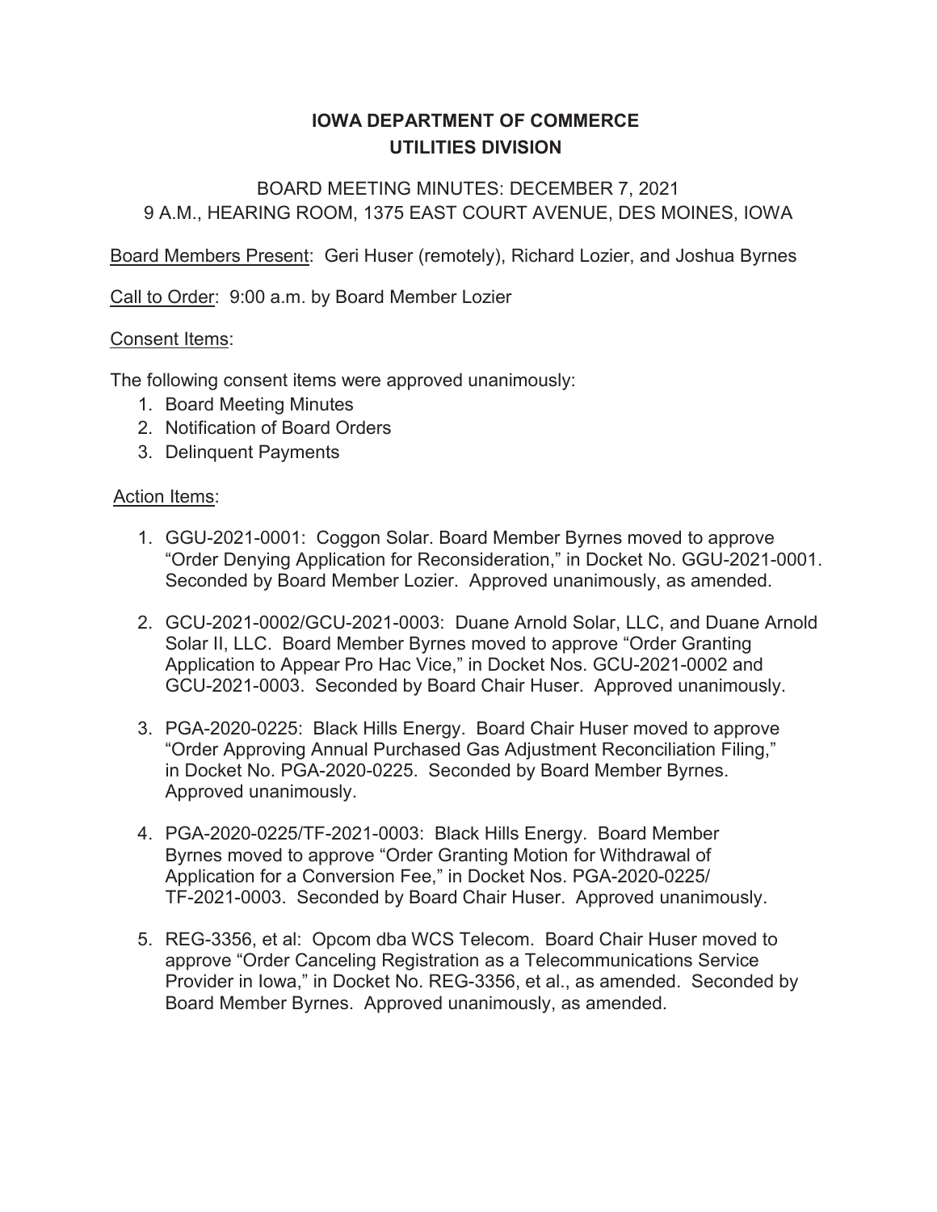# IOWA DEPARTMENT OF COMMERCE
# UTILITIES DIVISION

BOARD MEETING MINUTES: DECEMBER 7, 2021
9 A.M., HEARING ROOM, 1375 EAST COURT AVENUE, DES MOINES, IOWA

Board Members Present: Geri Huser (remotely), Richard Lozier, and Joshua Byrnes

Call to Order: 9:00 a.m. by Board Member Lozier

Consent Items:

The following consent items were approved unanimously:

1. Board Meeting Minutes
2. Notification of Board Orders
3. Delinquent Payments

Action Items:

1. GGU-2021-0001: Coggon Solar. Board Member Byrnes moved to approve "Order Denying Application for Reconsideration," in Docket No. GGU-2021-0001. Seconded by Board Member Lozier. Approved unanimously, as amended.

2. GCU-2021-0002/GCU-2021-0003: Duane Arnold Solar, LLC, and Duane Arnold Solar II, LLC. Board Member Byrnes moved to approve "Order Granting Application to Appear Pro Hac Vice," in Docket Nos. GCU-2021-0002 and GCU-2021-0003. Seconded by Board Chair Huser. Approved unanimously.

3. PGA-2020-0225: Black Hills Energy. Board Chair Huser moved to approve "Order Approving Annual Purchased Gas Adjustment Reconciliation Filing," in Docket No. PGA-2020-0225. Seconded by Board Member Byrnes. Approved unanimously.

4. PGA-2020-0225/TF-2021-0003: Black Hills Energy. Board Member Byrnes moved to approve "Order Granting Motion for Withdrawal of Application for a Conversion Fee," in Docket Nos. PGA-2020-0225/ TF-2021-0003. Seconded by Board Chair Huser. Approved unanimously.

5. REG-3356, et al: Opcom dba WCS Telecom. Board Chair Huser moved to approve "Order Canceling Registration as a Telecommunications Service Provider in Iowa," in Docket No. REG-3356, et al., as amended. Seconded by Board Member Byrnes. Approved unanimously, as amended.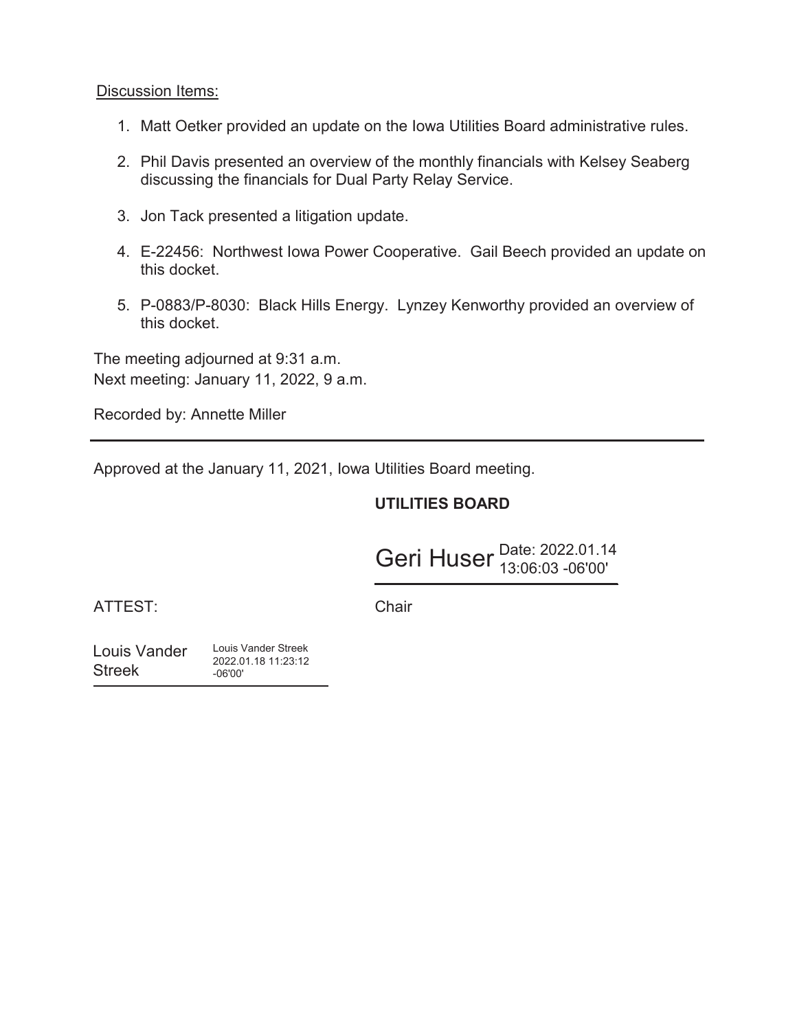Discussion Items:

1. Matt Oetker provided an update on the Iowa Utilities Board administrative rules.

2. Phil Davis presented an overview of the monthly financials with Kelsey Seaberg discussing the financials for Dual Party Relay Service.

3. Jon Tack presented a litigation update.

4. E-22456: Northwest Iowa Power Cooperative. Gail Beech provided an update on this docket.

5. P-0883/P-8030: Black Hills Energy. Lynzey Kenworthy provided an overview of this docket.

The meeting adjourned at 9:31 a.m.
Next meeting: January 11, 2022, 9 a.m.

Recorded by: Annette Miller

---

Approved at the January 11, 2021, Iowa Utilities Board meeting.

**UTILITIES BOARD**

Geri Huser Date: 2022.01.14 13:06:03 -06'00'

Chair

ATTEST:

Louis Vander Streek Louis Vander Streek 2022.01.18 11:23:12 -06'00'